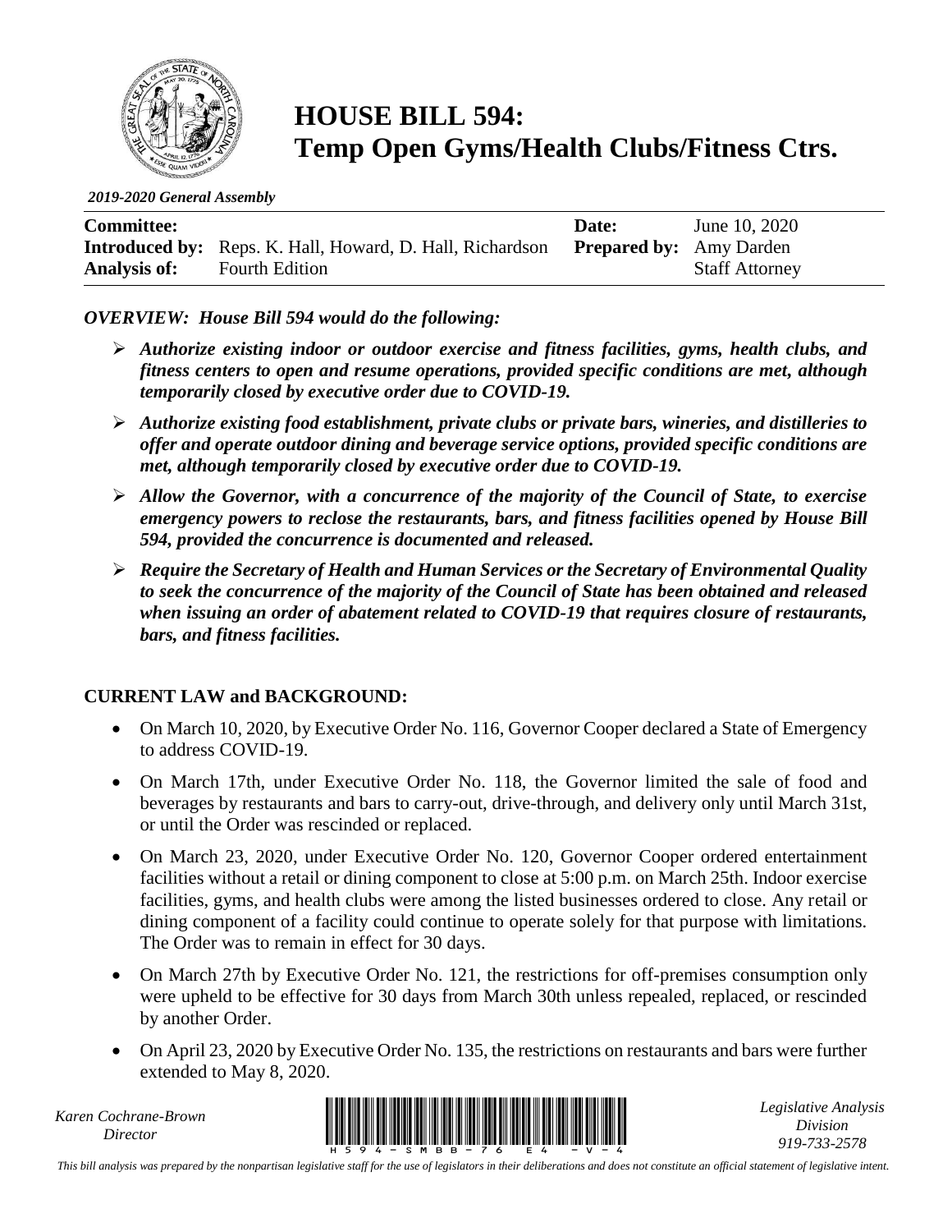# HOUSE BILL 594: Temp Open Gyms/Health Clubs/Fitness Ctrs.

*2019-2020 General Assembly*

| | | | |
|---|---|---|---|
| **Committee:** | | **Date:** | June 10, 2020 |
| **Introduced by:** | Reps. K. Hall, Howard, D. Hall, Richardson | **Prepared by:** | Amy Darden |
| **Analysis of:** | Fourth Edition | | Staff Attorney |

***OVERVIEW: House Bill 594 would do the following:***

- ***Authorize existing indoor or outdoor exercise and fitness facilities, gyms, health clubs, and fitness centers to open and resume operations, provided specific conditions are met, although temporarily closed by executive order due to COVID-19.***
- ***Authorize existing food establishment, private clubs or private bars, wineries, and distilleries to offer and operate outdoor dining and beverage service options, provided specific conditions are met, although temporarily closed by executive order due to COVID-19.***
- ***Allow the Governor, with a concurrence of the majority of the Council of State, to exercise emergency powers to reclose the restaurants, bars, and fitness facilities opened by House Bill 594, provided the concurrence is documented and released.***
- ***Require the Secretary of Health and Human Services or the Secretary of Environmental Quality to seek the concurrence of the majority of the Council of State has been obtained and released when issuing an order of abatement related to COVID-19 that requires closure of restaurants, bars, and fitness facilities.***

## CURRENT LAW and BACKGROUND:

- On March 10, 2020, by Executive Order No. 116, Governor Cooper declared a State of Emergency to address COVID-19.
- On March 17th, under Executive Order No. 118, the Governor limited the sale of food and beverages by restaurants and bars to carry-out, drive-through, and delivery only until March 31st, or until the Order was rescinded or replaced.
- On March 23, 2020, under Executive Order No. 120, Governor Cooper ordered entertainment facilities without a retail or dining component to close at 5:00 p.m. on March 25th. Indoor exercise facilities, gyms, and health clubs were among the listed businesses ordered to close. Any retail or dining component of a facility could continue to operate solely for that purpose with limitations. The Order was to remain in effect for 30 days.
- On March 27th by Executive Order No. 121, the restrictions for off-premises consumption only were upheld to be effective for 30 days from March 30th unless repealed, replaced, or rescinded by another Order.
- On April 23, 2020 by Executive Order No. 135, the restrictions on restaurants and bars were further extended to May 8, 2020.

*Karen Cochrane-Brown*
*Director*

*Legislative Analysis Division*
*919-733-2578*

*This bill analysis was prepared by the nonpartisan legislative staff for the use of legislators in their deliberations and does not constitute an official statement of legislative intent.*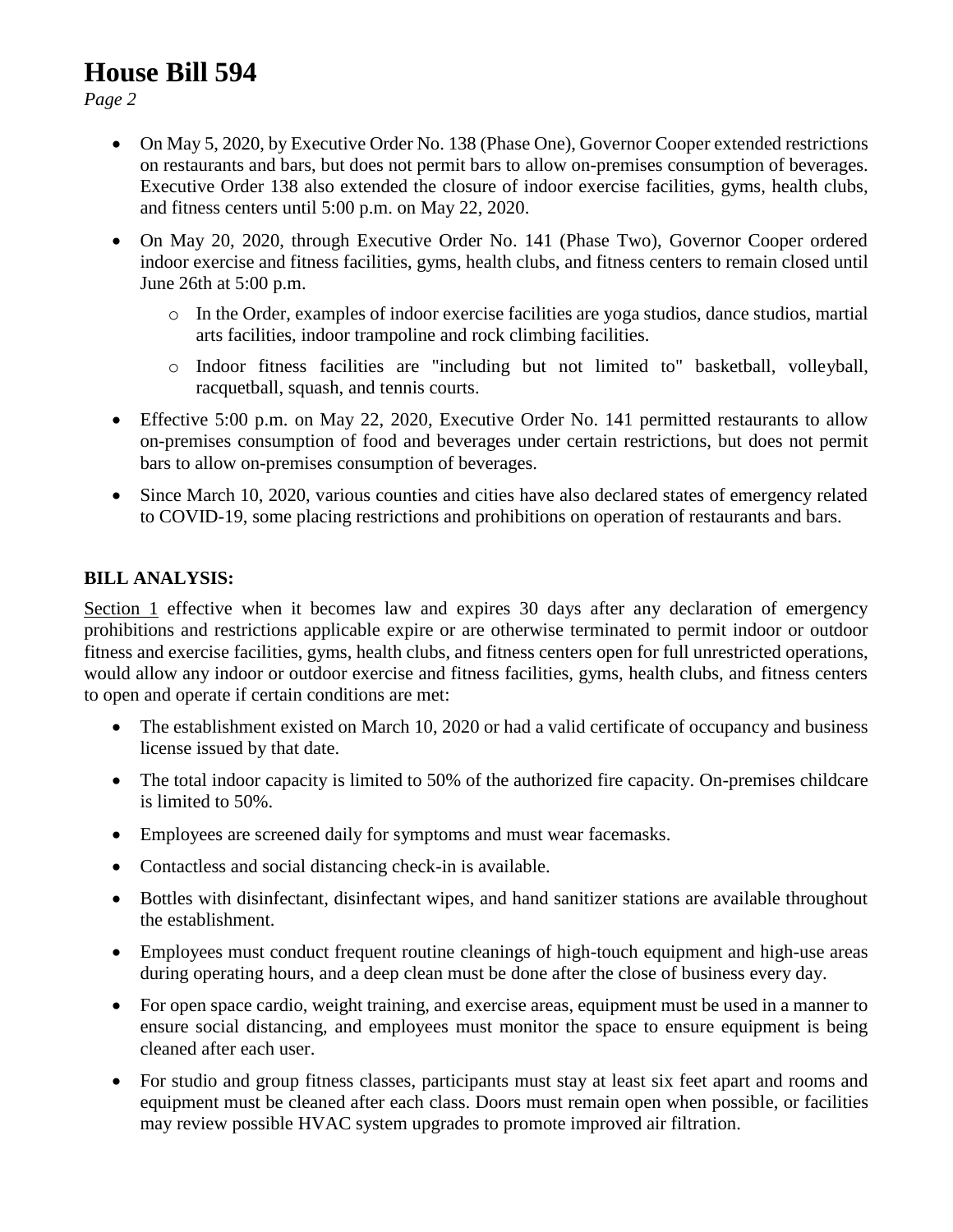- On May 5, 2020, by Executive Order No. 138 (Phase One), Governor Cooper extended restrictions on restaurants and bars, but does not permit bars to allow on-premises consumption of beverages. Executive Order 138 also extended the closure of indoor exercise facilities, gyms, health clubs, and fitness centers until 5:00 p.m. on May 22, 2020.
- On May 20, 2020, through Executive Order No. 141 (Phase Two), Governor Cooper ordered indoor exercise and fitness facilities, gyms, health clubs, and fitness centers to remain closed until June 26th at 5:00 p.m.
    - In the Order, examples of indoor exercise facilities are yoga studios, dance studios, martial arts facilities, indoor trampoline and rock climbing facilities.
    - Indoor fitness facilities are "including but not limited to" basketball, volleyball, racquetball, squash, and tennis courts.
- Effective 5:00 p.m. on May 22, 2020, Executive Order No. 141 permitted restaurants to allow on-premises consumption of food and beverages under certain restrictions, but does not permit bars to allow on-premises consumption of beverages.
- Since March 10, 2020, various counties and cities have also declared states of emergency related to COVID-19, some placing restrictions and prohibitions on operation of restaurants and bars.

**BILL ANALYSIS:**

Section 1 effective when it becomes law and expires 30 days after any declaration of emergency prohibitions and restrictions applicable expire or are otherwise terminated to permit indoor or outdoor fitness and exercise facilities, gyms, health clubs, and fitness centers open for full unrestricted operations, would allow any indoor or outdoor exercise and fitness facilities, gyms, health clubs, and fitness centers to open and operate if certain conditions are met:

- The establishment existed on March 10, 2020 or had a valid certificate of occupancy and business license issued by that date.
- The total indoor capacity is limited to 50% of the authorized fire capacity. On-premises childcare is limited to 50%.
- Employees are screened daily for symptoms and must wear facemasks.
- Contactless and social distancing check-in is available.
- Bottles with disinfectant, disinfectant wipes, and hand sanitizer stations are available throughout the establishment.
- Employees must conduct frequent routine cleanings of high-touch equipment and high-use areas during operating hours, and a deep clean must be done after the close of business every day.
- For open space cardio, weight training, and exercise areas, equipment must be used in a manner to ensure social distancing, and employees must monitor the space to ensure equipment is being cleaned after each user.
- For studio and group fitness classes, participants must stay at least six feet apart and rooms and equipment must be cleaned after each class. Doors must remain open when possible, or facilities may review possible HVAC system upgrades to promote improved air filtration.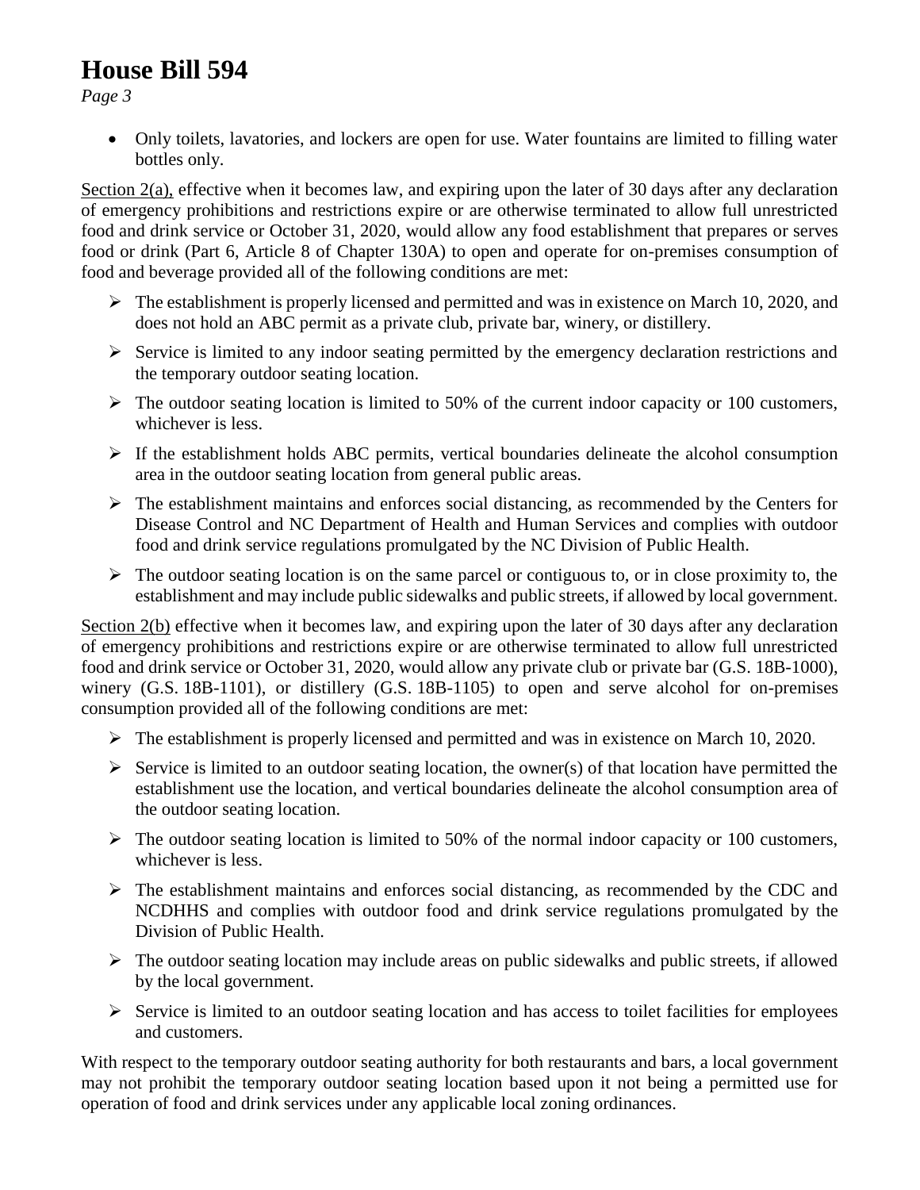- Only toilets, lavatories, and lockers are open for use. Water fountains are limited to filling water bottles only.

Section 2(a), effective when it becomes law, and expiring upon the later of 30 days after any declaration of emergency prohibitions and restrictions expire or are otherwise terminated to allow full unrestricted food and drink service or October 31, 2020, would allow any food establishment that prepares or serves food or drink (Part 6, Article 8 of Chapter 130A) to open and operate for on-premises consumption of food and beverage provided all of the following conditions are met:

- The establishment is properly licensed and permitted and was in existence on March 10, 2020, and does not hold an ABC permit as a private club, private bar, winery, or distillery.
- Service is limited to any indoor seating permitted by the emergency declaration restrictions and the temporary outdoor seating location.
- The outdoor seating location is limited to 50% of the current indoor capacity or 100 customers, whichever is less.
- If the establishment holds ABC permits, vertical boundaries delineate the alcohol consumption area in the outdoor seating location from general public areas.
- The establishment maintains and enforces social distancing, as recommended by the Centers for Disease Control and NC Department of Health and Human Services and complies with outdoor food and drink service regulations promulgated by the NC Division of Public Health.
- The outdoor seating location is on the same parcel or contiguous to, or in close proximity to, the establishment and may include public sidewalks and public streets, if allowed by local government.

Section 2(b) effective when it becomes law, and expiring upon the later of 30 days after any declaration of emergency prohibitions and restrictions expire or are otherwise terminated to allow full unrestricted food and drink service or October 31, 2020, would allow any private club or private bar (G.S. 18B-1000), winery (G.S. 18B-1101), or distillery (G.S. 18B-1105) to open and serve alcohol for on-premises consumption provided all of the following conditions are met:

- The establishment is properly licensed and permitted and was in existence on March 10, 2020.
- Service is limited to an outdoor seating location, the owner(s) of that location have permitted the establishment use the location, and vertical boundaries delineate the alcohol consumption area of the outdoor seating location.
- The outdoor seating location is limited to 50% of the normal indoor capacity or 100 customers, whichever is less.
- The establishment maintains and enforces social distancing, as recommended by the CDC and NCDHHS and complies with outdoor food and drink service regulations promulgated by the Division of Public Health.
- The outdoor seating location may include areas on public sidewalks and public streets, if allowed by the local government.
- Service is limited to an outdoor seating location and has access to toilet facilities for employees and customers.

With respect to the temporary outdoor seating authority for both restaurants and bars, a local government may not prohibit the temporary outdoor seating location based upon it not being a permitted use for operation of food and drink services under any applicable local zoning ordinances.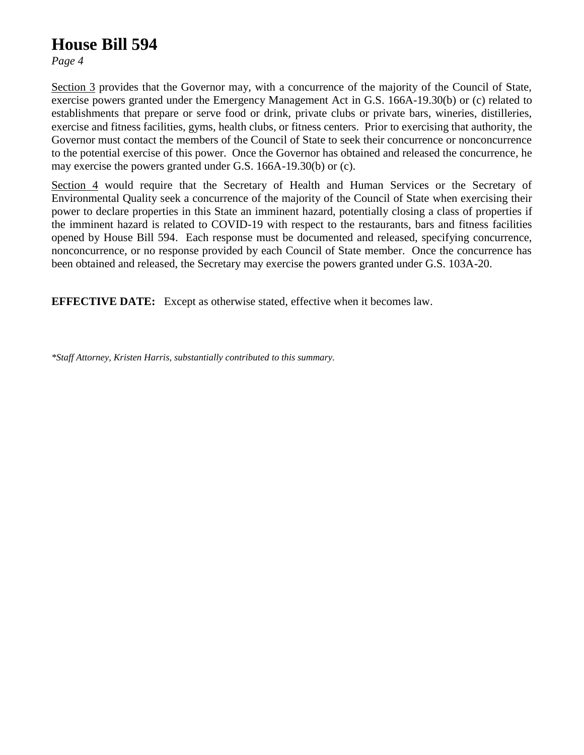Section 3 provides that the Governor may, with a concurrence of the majority of the Council of State, exercise powers granted under the Emergency Management Act in G.S. 166A-19.30(b) or (c) related to establishments that prepare or serve food or drink, private clubs or private bars, wineries, distilleries, exercise and fitness facilities, gyms, health clubs, or fitness centers. Prior to exercising that authority, the Governor must contact the members of the Council of State to seek their concurrence or nonconcurrence to the potential exercise of this power. Once the Governor has obtained and released the concurrence, he may exercise the powers granted under G.S. 166A-19.30(b) or (c).

Section 4 would require that the Secretary of Health and Human Services or the Secretary of Environmental Quality seek a concurrence of the majority of the Council of State when exercising their power to declare properties in this State an imminent hazard, potentially closing a class of properties if the imminent hazard is related to COVID-19 with respect to the restaurants, bars and fitness facilities opened by House Bill 594. Each response must be documented and released, specifying concurrence, nonconcurrence, or no response provided by each Council of State member. Once the concurrence has been obtained and released, the Secretary may exercise the powers granted under G.S. 103A-20.

**EFFECTIVE DATE:** Except as otherwise stated, effective when it becomes law.

*\*Staff Attorney, Kristen Harris, substantially contributed to this summary.*